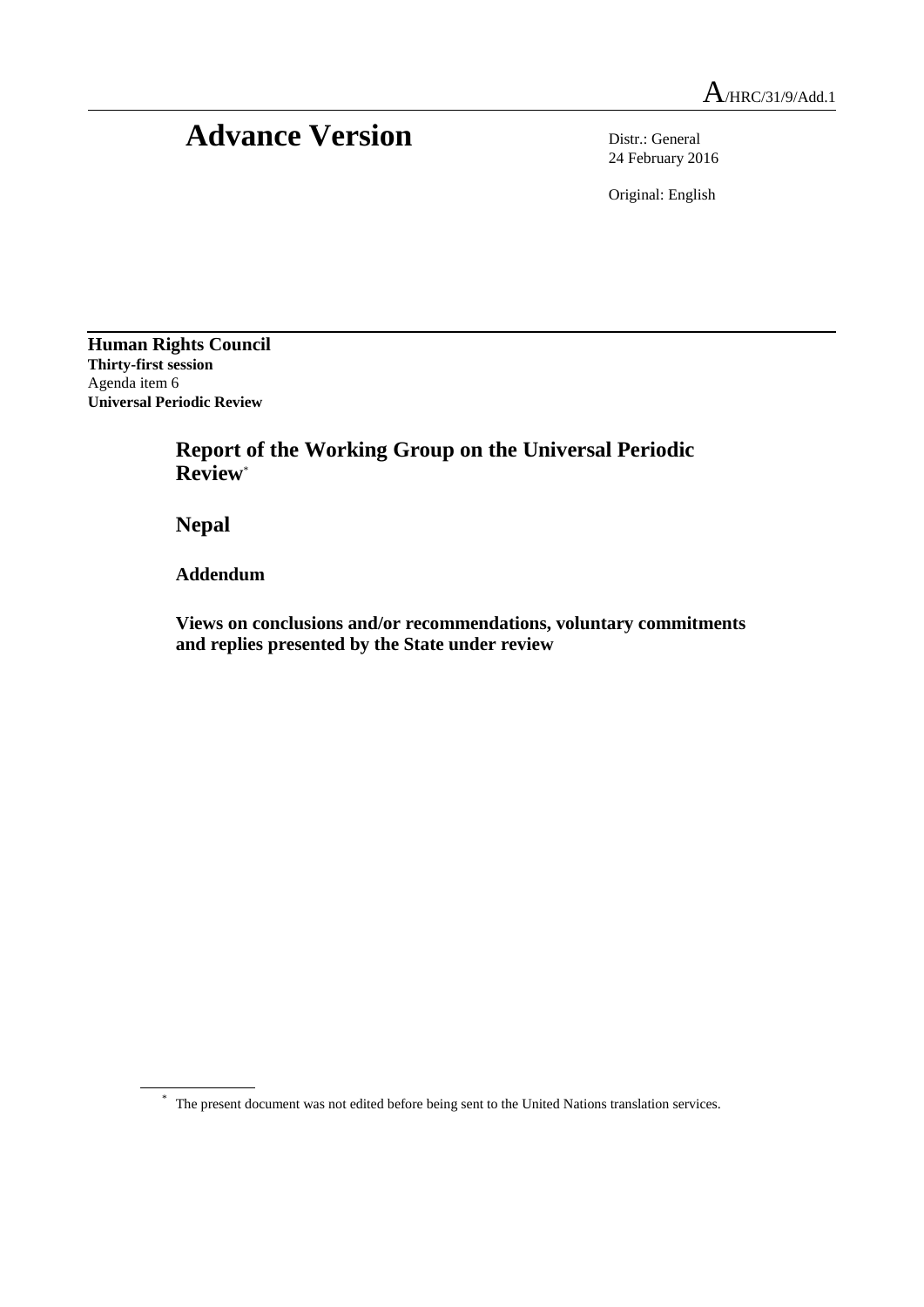A/HRC/31/9/Add.1

# Advance Version

Distr.: General
24 February 2016

Original: English

**Human Rights Council**
**Thirty-first session**
Agenda item 6
**Universal Periodic Review**

## Report of the Working Group on the Universal Periodic Review*

## Nepal

### Addendum

### Views on conclusions and/or recommendations, voluntary commitments and replies presented by the State under review

\* The present document was not edited before being sent to the United Nations translation services.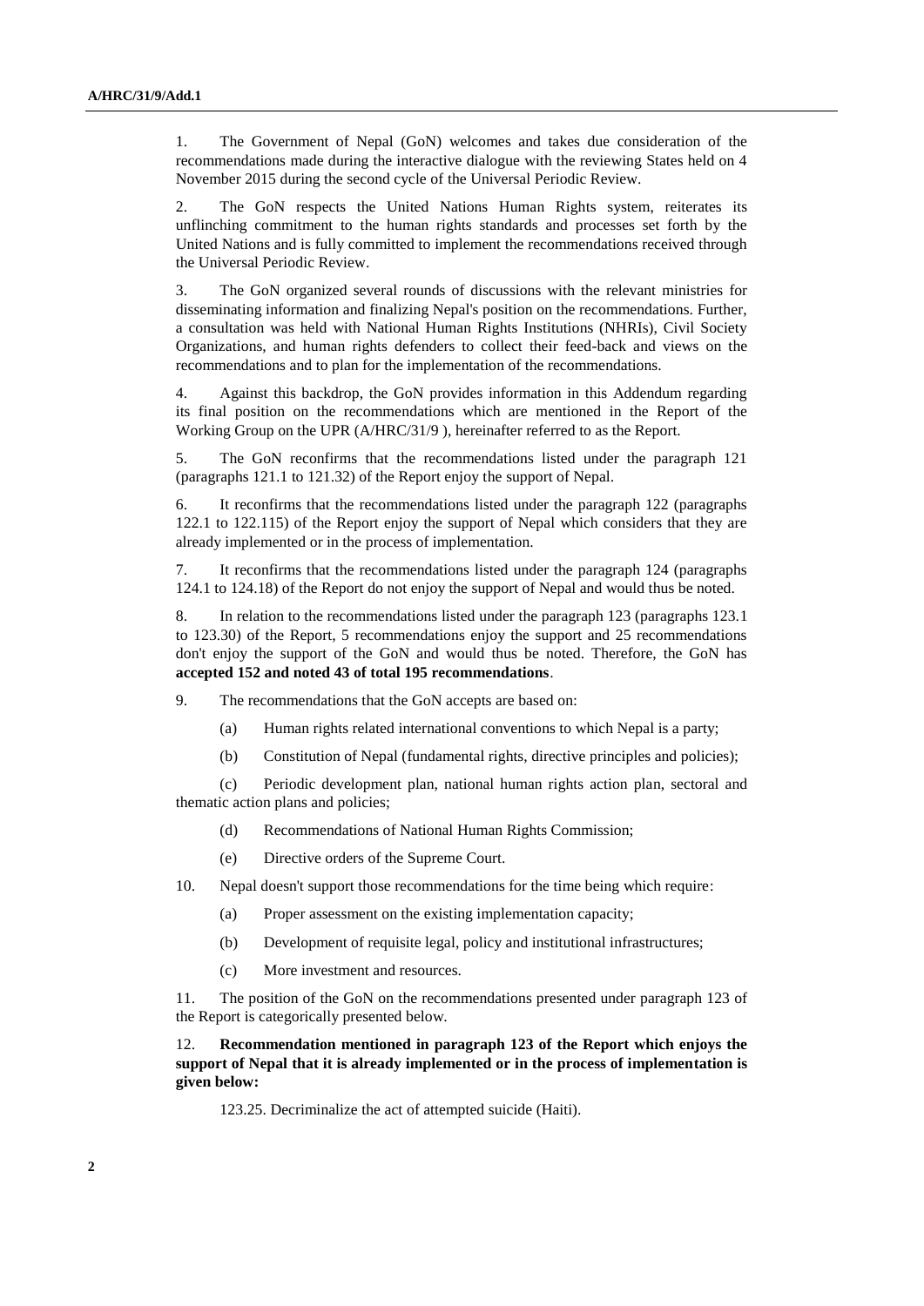1. The Government of Nepal (GoN) welcomes and takes due consideration of the recommendations made during the interactive dialogue with the reviewing States held on 4 November 2015 during the second cycle of the Universal Periodic Review.

2. The GoN respects the United Nations Human Rights system, reiterates its unflinching commitment to the human rights standards and processes set forth by the United Nations and is fully committed to implement the recommendations received through the Universal Periodic Review.

3. The GoN organized several rounds of discussions with the relevant ministries for disseminating information and finalizing Nepal's position on the recommendations. Further, a consultation was held with National Human Rights Institutions (NHRIs), Civil Society Organizations, and human rights defenders to collect their feed-back and views on the recommendations and to plan for the implementation of the recommendations.

4. Against this backdrop, the GoN provides information in this Addendum regarding its final position on the recommendations which are mentioned in the Report of the Working Group on the UPR (A/HRC/31/9 ), hereinafter referred to as the Report.

5. The GoN reconfirms that the recommendations listed under the paragraph 121 (paragraphs 121.1 to 121.32) of the Report enjoy the support of Nepal.

6. It reconfirms that the recommendations listed under the paragraph 122 (paragraphs 122.1 to 122.115) of the Report enjoy the support of Nepal which considers that they are already implemented or in the process of implementation.

7. It reconfirms that the recommendations listed under the paragraph 124 (paragraphs 124.1 to 124.18) of the Report do not enjoy the support of Nepal and would thus be noted.

8. In relation to the recommendations listed under the paragraph 123 (paragraphs 123.1 to 123.30) of the Report, 5 recommendations enjoy the support and 25 recommendations don't enjoy the support of the GoN and would thus be noted. Therefore, the GoN has **accepted 152 and noted 43 of total 195 recommendations**.

9. The recommendations that the GoN accepts are based on:

   (a) Human rights related international conventions to which Nepal is a party;

   (b) Constitution of Nepal (fundamental rights, directive principles and policies);

   (c) Periodic development plan, national human rights action plan, sectoral and thematic action plans and policies;

   (d) Recommendations of National Human Rights Commission;

   (e) Directive orders of the Supreme Court.

10. Nepal doesn't support those recommendations for the time being which require:

    (a) Proper assessment on the existing implementation capacity;

    (b) Development of requisite legal, policy and institutional infrastructures;

    (c) More investment and resources.

11. The position of the GoN on the recommendations presented under paragraph 123 of the Report is categorically presented below.

12. **Recommendation mentioned in paragraph 123 of the Report which enjoys the support of Nepal that it is already implemented or in the process of implementation is given below:**

    123.25. Decriminalize the act of attempted suicide (Haiti).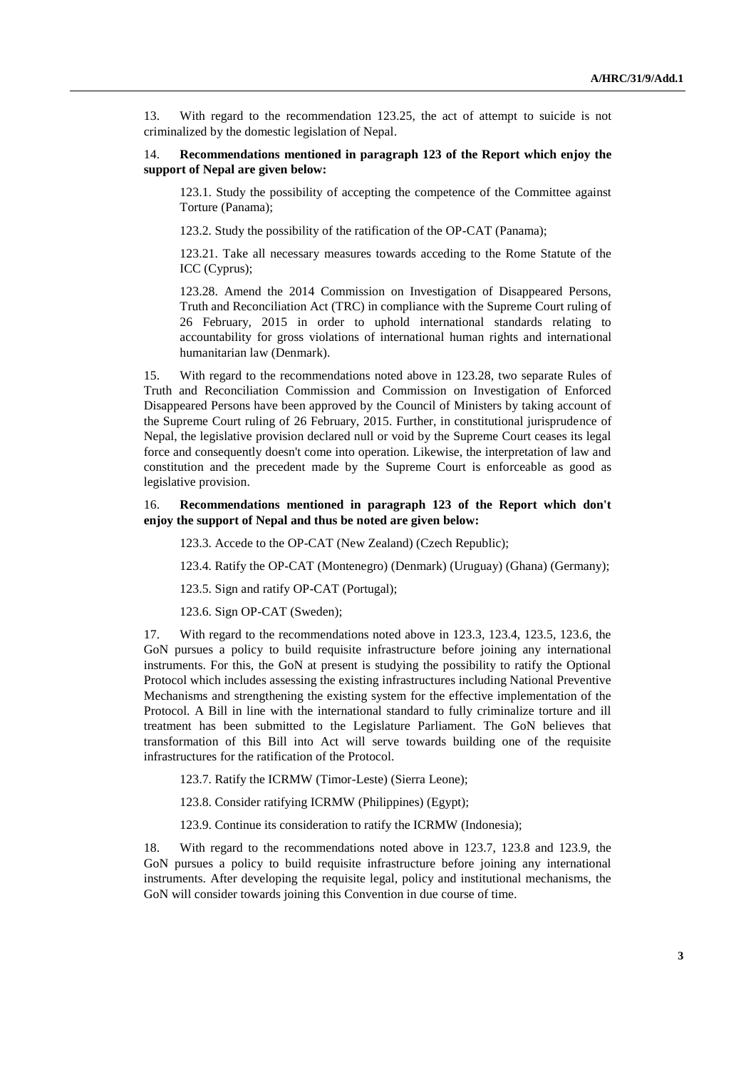13. With regard to the recommendation 123.25, the act of attempt to suicide is not criminalized by the domestic legislation of Nepal.

14. **Recommendations mentioned in paragraph 123 of the Report which enjoy the support of Nepal are given below:**

> 123.1. Study the possibility of accepting the competence of the Committee against Torture (Panama);
>
> 123.2. Study the possibility of the ratification of the OP-CAT (Panama);
>
> 123.21. Take all necessary measures towards acceding to the Rome Statute of the ICC (Cyprus);
>
> 123.28. Amend the 2014 Commission on Investigation of Disappeared Persons, Truth and Reconciliation Act (TRC) in compliance with the Supreme Court ruling of 26 February, 2015 in order to uphold international standards relating to accountability for gross violations of international human rights and international humanitarian law (Denmark).

15. With regard to the recommendations noted above in 123.28, two separate Rules of Truth and Reconciliation Commission and Commission on Investigation of Enforced Disappeared Persons have been approved by the Council of Ministers by taking account of the Supreme Court ruling of 26 February, 2015. Further, in constitutional jurisprudence of Nepal, the legislative provision declared null or void by the Supreme Court ceases its legal force and consequently doesn't come into operation. Likewise, the interpretation of law and constitution and the precedent made by the Supreme Court is enforceable as good as legislative provision.

16. **Recommendations mentioned in paragraph 123 of the Report which don't enjoy the support of Nepal and thus be noted are given below:**

> 123.3. Accede to the OP-CAT (New Zealand) (Czech Republic);
>
> 123.4. Ratify the OP-CAT (Montenegro) (Denmark) (Uruguay) (Ghana) (Germany);
>
> 123.5. Sign and ratify OP-CAT (Portugal);
>
> 123.6. Sign OP-CAT (Sweden);

17. With regard to the recommendations noted above in 123.3, 123.4, 123.5, 123.6, the GoN pursues a policy to build requisite infrastructure before joining any international instruments. For this, the GoN at present is studying the possibility to ratify the Optional Protocol which includes assessing the existing infrastructures including National Preventive Mechanisms and strengthening the existing system for the effective implementation of the Protocol. A Bill in line with the international standard to fully criminalize torture and ill treatment has been submitted to the Legislature Parliament. The GoN believes that transformation of this Bill into Act will serve towards building one of the requisite infrastructures for the ratification of the Protocol.

> 123.7. Ratify the ICRMW (Timor-Leste) (Sierra Leone);
>
> 123.8. Consider ratifying ICRMW (Philippines) (Egypt);
>
> 123.9. Continue its consideration to ratify the ICRMW (Indonesia);

18. With regard to the recommendations noted above in 123.7, 123.8 and 123.9, the GoN pursues a policy to build requisite infrastructure before joining any international instruments. After developing the requisite legal, policy and institutional mechanisms, the GoN will consider towards joining this Convention in due course of time.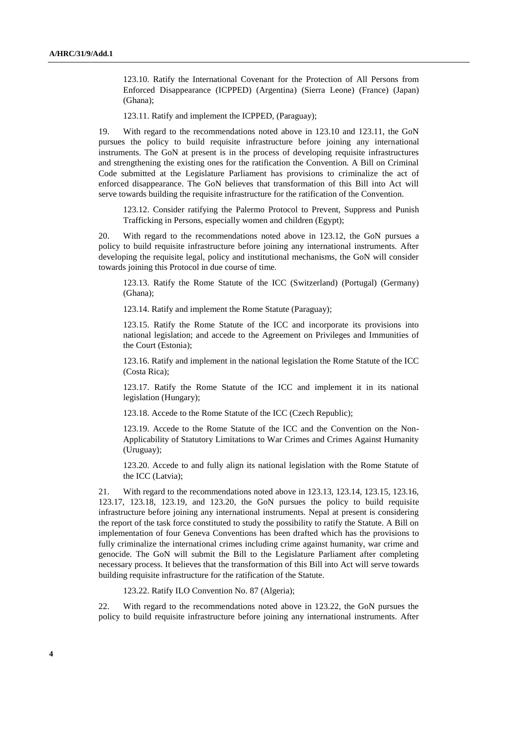123.10. Ratify the International Covenant for the Protection of All Persons from Enforced Disappearance (ICPPED) (Argentina) (Sierra Leone) (France) (Japan) (Ghana);

123.11. Ratify and implement the ICPPED, (Paraguay);

19. With regard to the recommendations noted above in 123.10 and 123.11, the GoN pursues the policy to build requisite infrastructure before joining any international instruments. The GoN at present is in the process of developing requisite infrastructures and strengthening the existing ones for the ratification the Convention. A Bill on Criminal Code submitted at the Legislature Parliament has provisions to criminalize the act of enforced disappearance. The GoN believes that transformation of this Bill into Act will serve towards building the requisite infrastructure for the ratification of the Convention.

123.12. Consider ratifying the Palermo Protocol to Prevent, Suppress and Punish Trafficking in Persons, especially women and children (Egypt);

20. With regard to the recommendations noted above in 123.12, the GoN pursues a policy to build requisite infrastructure before joining any international instruments. After developing the requisite legal, policy and institutional mechanisms, the GoN will consider towards joining this Protocol in due course of time.

123.13. Ratify the Rome Statute of the ICC (Switzerland) (Portugal) (Germany) (Ghana);

123.14. Ratify and implement the Rome Statute (Paraguay);

123.15. Ratify the Rome Statute of the ICC and incorporate its provisions into national legislation; and accede to the Agreement on Privileges and Immunities of the Court (Estonia);

123.16. Ratify and implement in the national legislation the Rome Statute of the ICC (Costa Rica);

123.17. Ratify the Rome Statute of the ICC and implement it in its national legislation (Hungary);

123.18. Accede to the Rome Statute of the ICC (Czech Republic);

123.19. Accede to the Rome Statute of the ICC and the Convention on the Non-Applicability of Statutory Limitations to War Crimes and Crimes Against Humanity (Uruguay);

123.20. Accede to and fully align its national legislation with the Rome Statute of the ICC (Latvia);

21. With regard to the recommendations noted above in 123.13, 123.14, 123.15, 123.16, 123.17, 123.18, 123.19, and 123.20, the GoN pursues the policy to build requisite infrastructure before joining any international instruments. Nepal at present is considering the report of the task force constituted to study the possibility to ratify the Statute. A Bill on implementation of four Geneva Conventions has been drafted which has the provisions to fully criminalize the international crimes including crime against humanity, war crime and genocide. The GoN will submit the Bill to the Legislature Parliament after completing necessary process. It believes that the transformation of this Bill into Act will serve towards building requisite infrastructure for the ratification of the Statute.

123.22. Ratify ILO Convention No. 87 (Algeria);

22. With regard to the recommendations noted above in 123.22, the GoN pursues the policy to build requisite infrastructure before joining any international instruments. After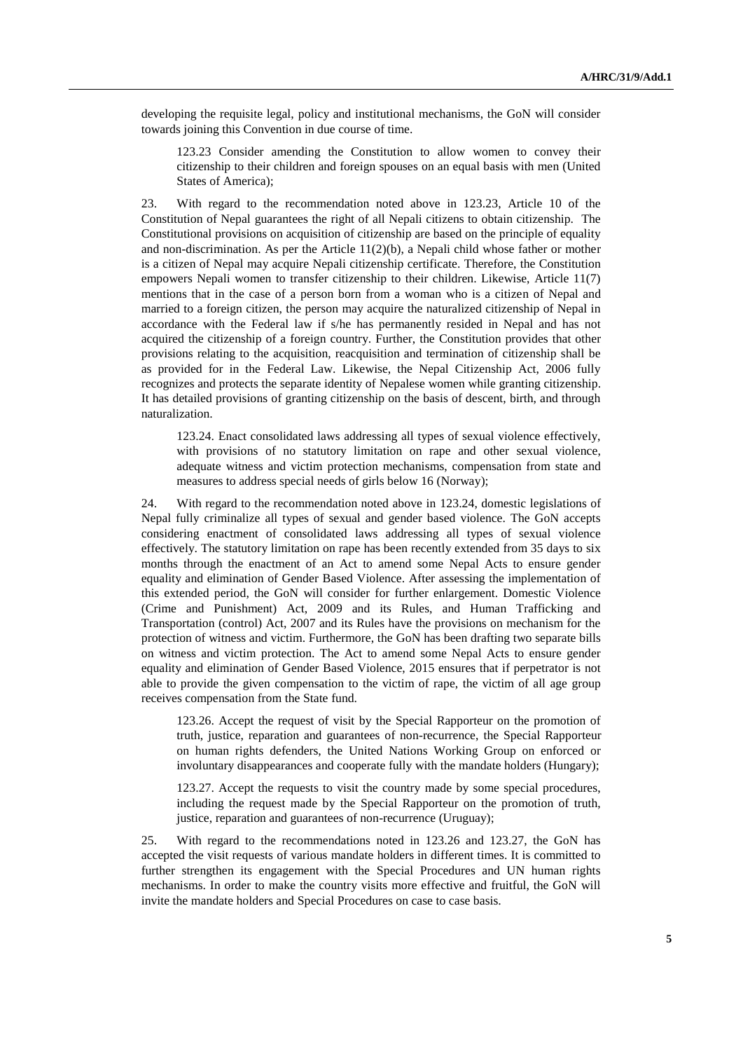developing the requisite legal, policy and institutional mechanisms, the GoN will consider towards joining this Convention in due course of time.

> 123.23 Consider amending the Constitution to allow women to convey their citizenship to their children and foreign spouses on an equal basis with men (United States of America);

23. With regard to the recommendation noted above in 123.23, Article 10 of the Constitution of Nepal guarantees the right of all Nepali citizens to obtain citizenship. The Constitutional provisions on acquisition of citizenship are based on the principle of equality and non-discrimination. As per the Article 11(2)(b), a Nepali child whose father or mother is a citizen of Nepal may acquire Nepali citizenship certificate. Therefore, the Constitution empowers Nepali women to transfer citizenship to their children. Likewise, Article 11(7) mentions that in the case of a person born from a woman who is a citizen of Nepal and married to a foreign citizen, the person may acquire the naturalized citizenship of Nepal in accordance with the Federal law if s/he has permanently resided in Nepal and has not acquired the citizenship of a foreign country. Further, the Constitution provides that other provisions relating to the acquisition, reacquisition and termination of citizenship shall be as provided for in the Federal Law. Likewise, the Nepal Citizenship Act, 2006 fully recognizes and protects the separate identity of Nepalese women while granting citizenship. It has detailed provisions of granting citizenship on the basis of descent, birth, and through naturalization.

> 123.24. Enact consolidated laws addressing all types of sexual violence effectively, with provisions of no statutory limitation on rape and other sexual violence, adequate witness and victim protection mechanisms, compensation from state and measures to address special needs of girls below 16 (Norway);

24. With regard to the recommendation noted above in 123.24, domestic legislations of Nepal fully criminalize all types of sexual and gender based violence. The GoN accepts considering enactment of consolidated laws addressing all types of sexual violence effectively. The statutory limitation on rape has been recently extended from 35 days to six months through the enactment of an Act to amend some Nepal Acts to ensure gender equality and elimination of Gender Based Violence. After assessing the implementation of this extended period, the GoN will consider for further enlargement. Domestic Violence (Crime and Punishment) Act, 2009 and its Rules, and Human Trafficking and Transportation (control) Act, 2007 and its Rules have the provisions on mechanism for the protection of witness and victim. Furthermore, the GoN has been drafting two separate bills on witness and victim protection. The Act to amend some Nepal Acts to ensure gender equality and elimination of Gender Based Violence, 2015 ensures that if perpetrator is not able to provide the given compensation to the victim of rape, the victim of all age group receives compensation from the State fund.

> 123.26. Accept the request of visit by the Special Rapporteur on the promotion of truth, justice, reparation and guarantees of non-recurrence, the Special Rapporteur on human rights defenders, the United Nations Working Group on enforced or involuntary disappearances and cooperate fully with the mandate holders (Hungary);

> 123.27. Accept the requests to visit the country made by some special procedures, including the request made by the Special Rapporteur on the promotion of truth, justice, reparation and guarantees of non-recurrence (Uruguay);

25. With regard to the recommendations noted in 123.26 and 123.27, the GoN has accepted the visit requests of various mandate holders in different times. It is committed to further strengthen its engagement with the Special Procedures and UN human rights mechanisms. In order to make the country visits more effective and fruitful, the GoN will invite the mandate holders and Special Procedures on case to case basis.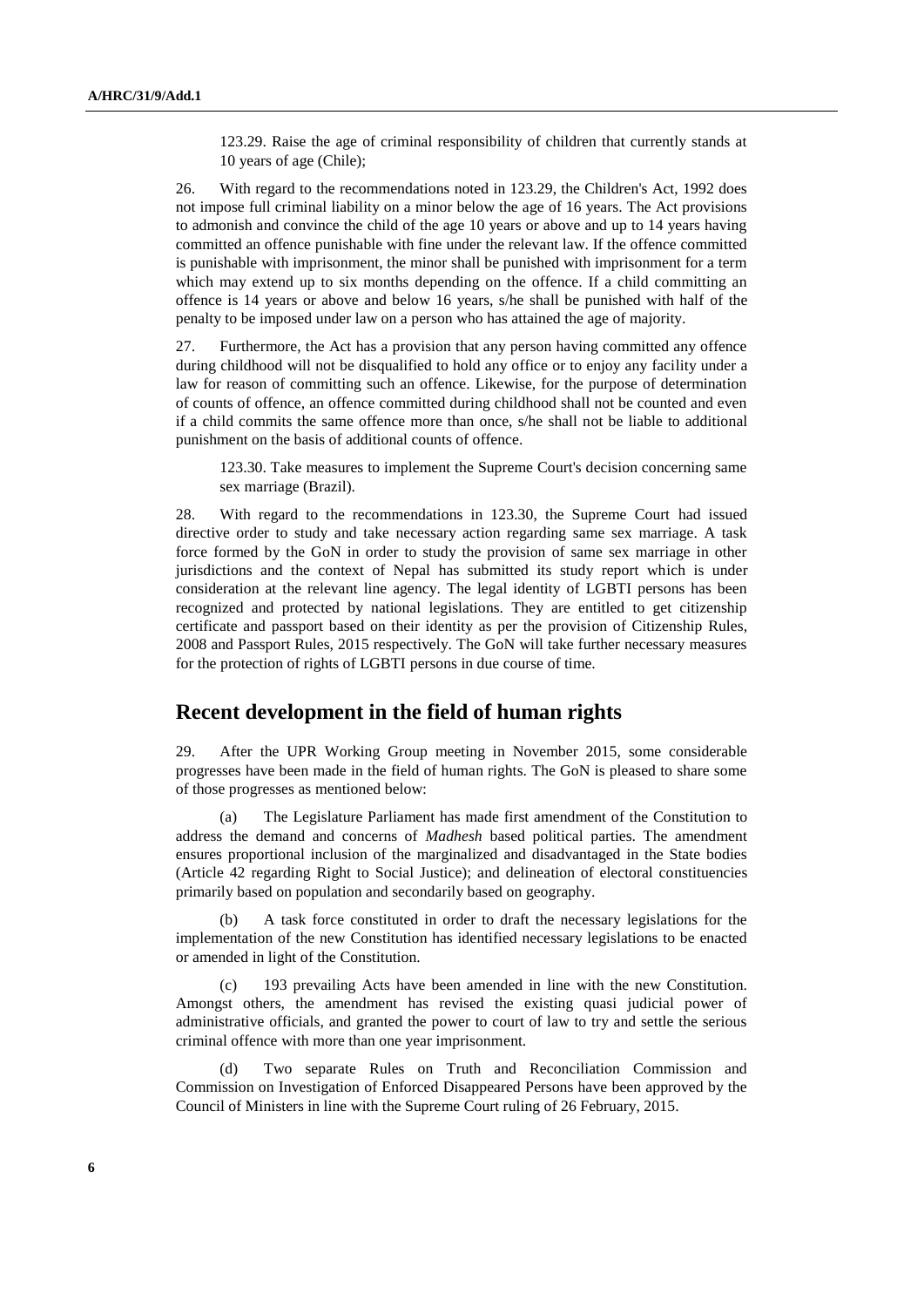123.29. Raise the age of criminal responsibility of children that currently stands at 10 years of age (Chile);

26. With regard to the recommendations noted in 123.29, the Children's Act, 1992 does not impose full criminal liability on a minor below the age of 16 years. The Act provisions to admonish and convince the child of the age 10 years or above and up to 14 years having committed an offence punishable with fine under the relevant law. If the offence committed is punishable with imprisonment, the minor shall be punished with imprisonment for a term which may extend up to six months depending on the offence. If a child committing an offence is 14 years or above and below 16 years, s/he shall be punished with half of the penalty to be imposed under law on a person who has attained the age of majority.

27. Furthermore, the Act has a provision that any person having committed any offence during childhood will not be disqualified to hold any office or to enjoy any facility under a law for reason of committing such an offence. Likewise, for the purpose of determination of counts of offence, an offence committed during childhood shall not be counted and even if a child commits the same offence more than once, s/he shall not be liable to additional punishment on the basis of additional counts of offence.

123.30. Take measures to implement the Supreme Court's decision concerning same sex marriage (Brazil).

28. With regard to the recommendations in 123.30, the Supreme Court had issued directive order to study and take necessary action regarding same sex marriage. A task force formed by the GoN in order to study the provision of same sex marriage in other jurisdictions and the context of Nepal has submitted its study report which is under consideration at the relevant line agency. The legal identity of LGBTI persons has been recognized and protected by national legislations. They are entitled to get citizenship certificate and passport based on their identity as per the provision of Citizenship Rules, 2008 and Passport Rules, 2015 respectively. The GoN will take further necessary measures for the protection of rights of LGBTI persons in due course of time.

## Recent development in the field of human rights

29. After the UPR Working Group meeting in November 2015, some considerable progresses have been made in the field of human rights. The GoN is pleased to share some of those progresses as mentioned below:

(a) The Legislature Parliament has made first amendment of the Constitution to address the demand and concerns of *Madhesh* based political parties. The amendment ensures proportional inclusion of the marginalized and disadvantaged in the State bodies (Article 42 regarding Right to Social Justice); and delineation of electoral constituencies primarily based on population and secondarily based on geography.

(b) A task force constituted in order to draft the necessary legislations for the implementation of the new Constitution has identified necessary legislations to be enacted or amended in light of the Constitution.

(c) 193 prevailing Acts have been amended in line with the new Constitution. Amongst others, the amendment has revised the existing quasi judicial power of administrative officials, and granted the power to court of law to try and settle the serious criminal offence with more than one year imprisonment.

(d) Two separate Rules on Truth and Reconciliation Commission and Commission on Investigation of Enforced Disappeared Persons have been approved by the Council of Ministers in line with the Supreme Court ruling of 26 February, 2015.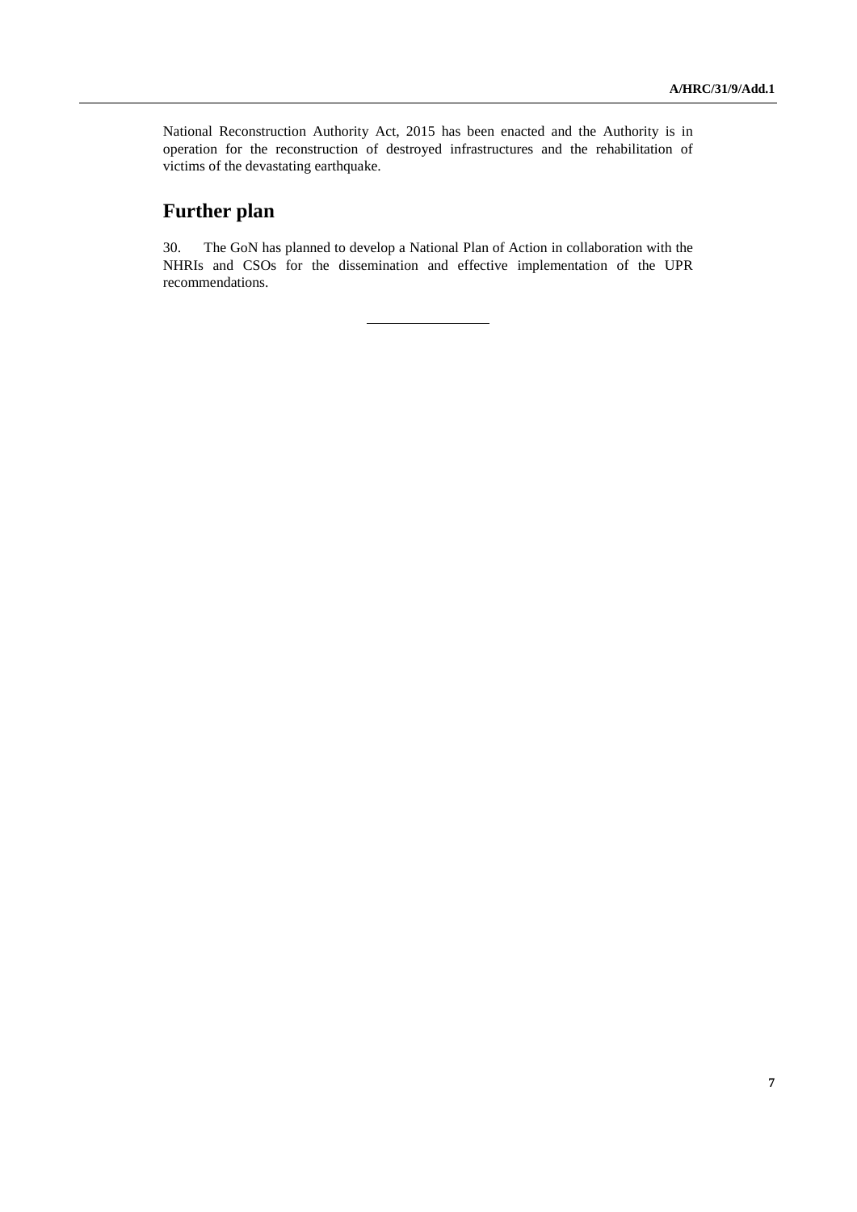National Reconstruction Authority Act, 2015 has been enacted and the Authority is in operation for the reconstruction of destroyed infrastructures and the rehabilitation of victims of the devastating earthquake.

## Further plan

30. The GoN has planned to develop a National Plan of Action in collaboration with the NHRIs and CSOs for the dissemination and effective implementation of the UPR recommendations.